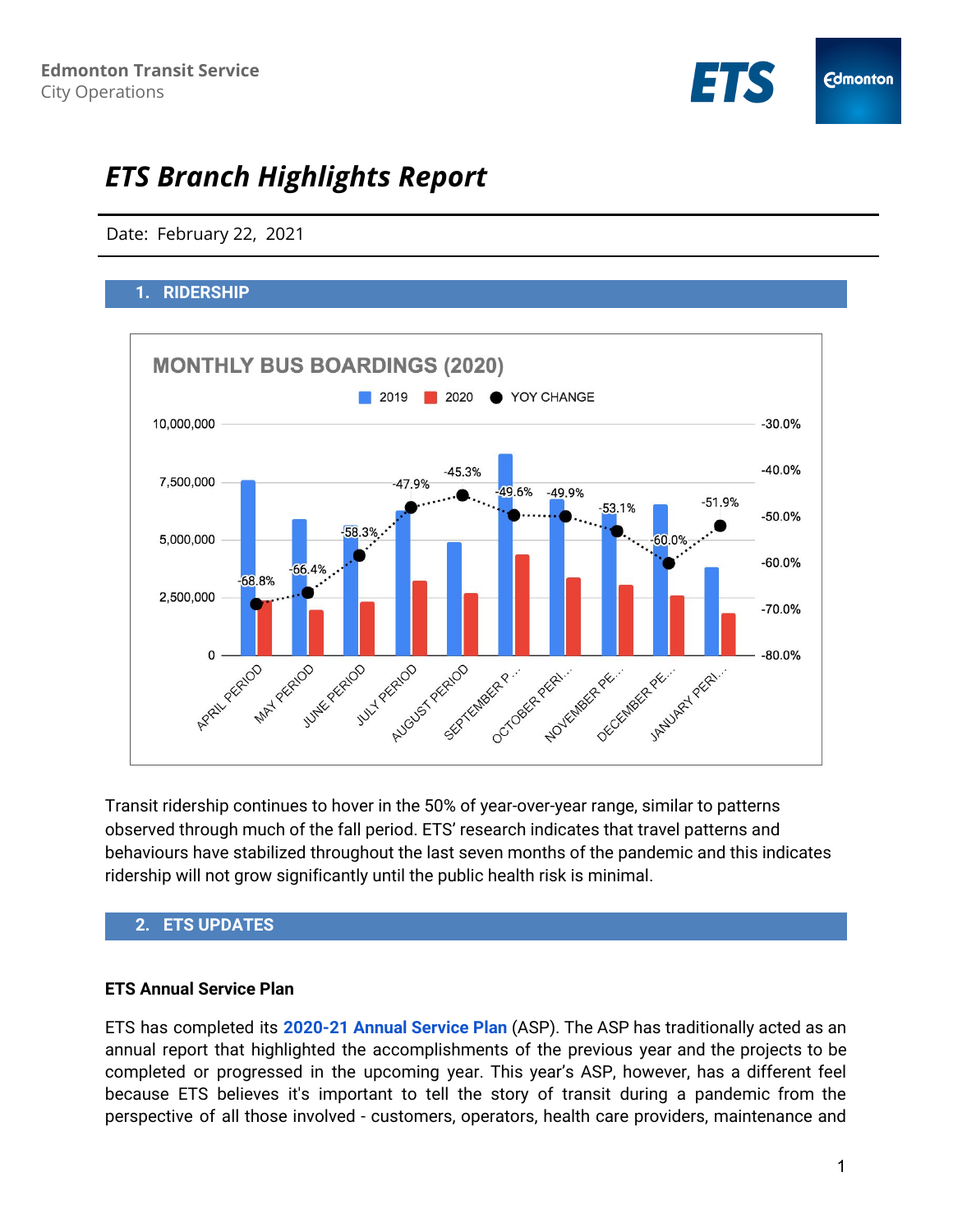Edmonton Transit Service
City Operations

# *ETS Branch Highlights Report*

Date: February 22, 2021

## 1. RIDERSHIP

**MONTHLY BUS BOARDINGS (2020)**

| Period | YOY CHANGE |
|---|---|
| APRIL PERIOD | -68.8% |
| MAY PERIOD | -66.4% |
| JUNE PERIOD | -58.3% |
| JULY PERIOD | -47.9% |
| AUGUST PERIOD | -45.3% |
| SEPTEMBER PERIOD | -49.6% |
| OCTOBER PERIOD | -49.9% |
| NOVEMBER PERIOD | -53.1% |
| DECEMBER PERIOD | -60.0% |
| JANUARY PERIOD | -51.9% |

Transit ridership continues to hover in the 50% of year-over-year range, similar to patterns observed through much of the fall period. ETS' research indicates that travel patterns and behaviours have stabilized throughout the last seven months of the pandemic and this indicates ridership will not grow significantly until the public health risk is minimal.

## 2. ETS UPDATES

### ETS Annual Service Plan

ETS has completed its **2020-21 Annual Service Plan** (ASP). The ASP has traditionally acted as an annual report that highlighted the accomplishments of the previous year and the projects to be completed or progressed in the upcoming year. This year's ASP, however, has a different feel because ETS believes it's important to tell the story of transit during a pandemic from the perspective of all those involved - customers, operators, health care providers, maintenance and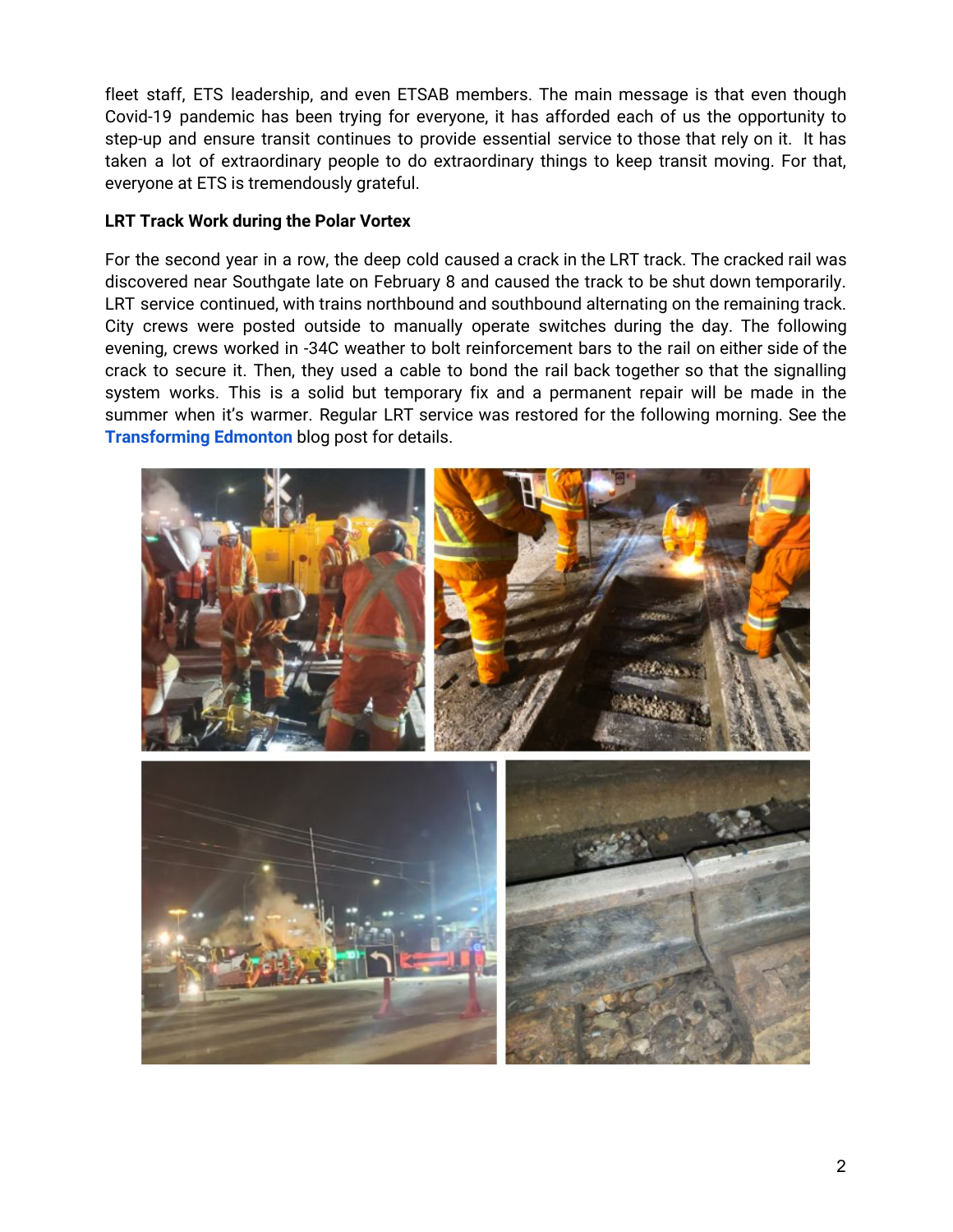fleet staff, ETS leadership, and even ETSAB members. The main message is that even though Covid-19 pandemic has been trying for everyone, it has afforded each of us the opportunity to step-up and ensure transit continues to provide essential service to those that rely on it. It has taken a lot of extraordinary people to do extraordinary things to keep transit moving. For that, everyone at ETS is tremendously grateful.

**LRT Track Work during the Polar Vortex**

For the second year in a row, the deep cold caused a crack in the LRT track. The cracked rail was discovered near Southgate late on February 8 and caused the track to be shut down temporarily. LRT service continued, with trains northbound and southbound alternating on the remaining track. City crews were posted outside to manually operate switches during the day. The following evening, crews worked in -34C weather to bolt reinforcement bars to the rail on either side of the crack to secure it. Then, they used a cable to bond the rail back together so that the signalling system works. This is a solid but temporary fix and a permanent repair will be made in the summer when it's warmer. Regular LRT service was restored for the following morning. See the **Transforming Edmonton** blog post for details.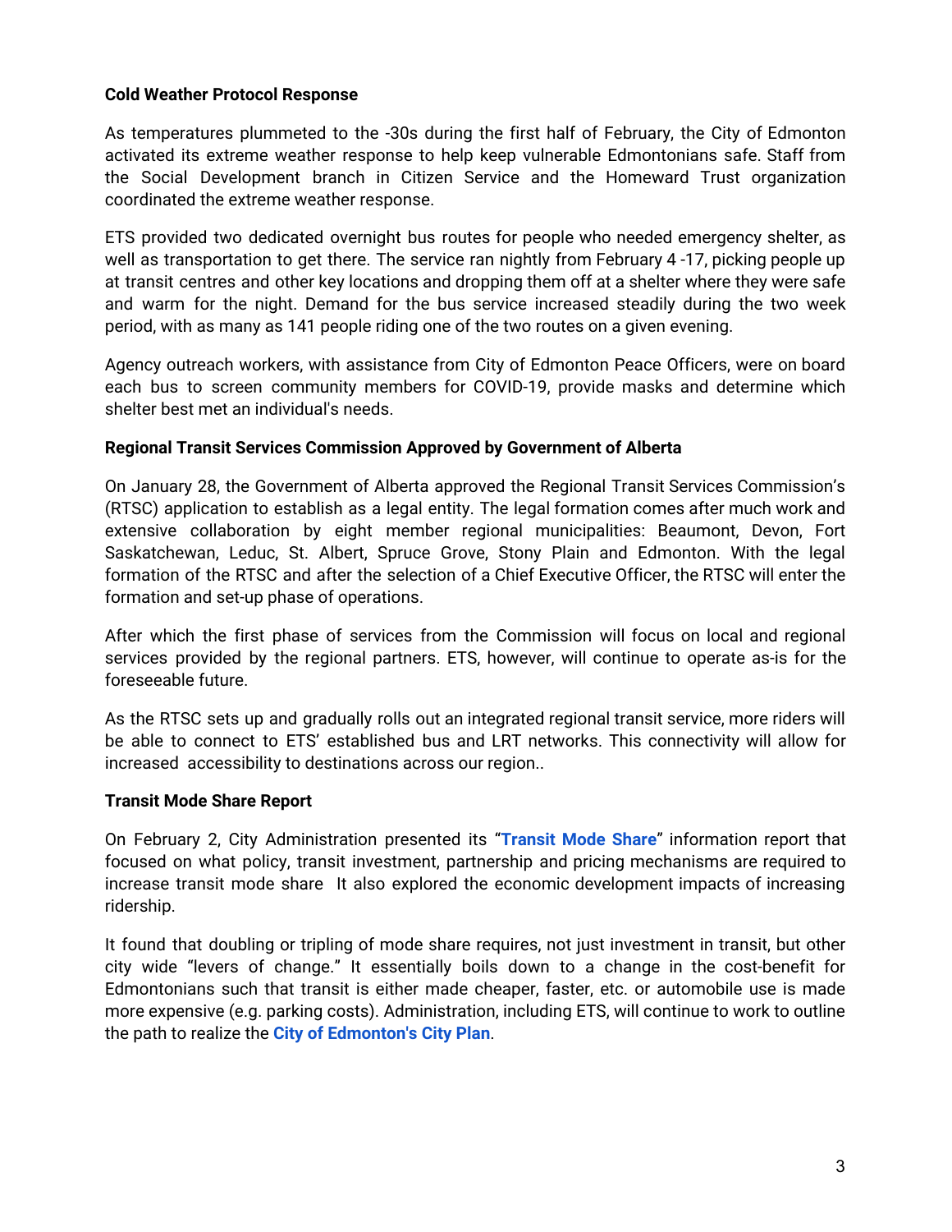**Cold Weather Protocol Response**

As temperatures plummeted to the -30s during the first half of February, the City of Edmonton activated its extreme weather response to help keep vulnerable Edmontonians safe. Staff from the Social Development branch in Citizen Service and the Homeward Trust organization coordinated the extreme weather response.

ETS provided two dedicated overnight bus routes for people who needed emergency shelter, as well as transportation to get there. The service ran nightly from February 4 -17, picking people up at transit centres and other key locations and dropping them off at a shelter where they were safe and warm for the night. Demand for the bus service increased steadily during the two week period, with as many as 141 people riding one of the two routes on a given evening.

Agency outreach workers, with assistance from City of Edmonton Peace Officers, were on board each bus to screen community members for COVID-19, provide masks and determine which shelter best met an individual's needs.

**Regional Transit Services Commission Approved by Government of Alberta**

On January 28, the Government of Alberta approved the Regional Transit Services Commission's (RTSC) application to establish as a legal entity. The legal formation comes after much work and extensive collaboration by eight member regional municipalities: Beaumont, Devon, Fort Saskatchewan, Leduc, St. Albert, Spruce Grove, Stony Plain and Edmonton. With the legal formation of the RTSC and after the selection of a Chief Executive Officer, the RTSC will enter the formation and set-up phase of operations.

After which the first phase of services from the Commission will focus on local and regional services provided by the regional partners. ETS, however, will continue to operate as-is for the foreseeable future.

As the RTSC sets up and gradually rolls out an integrated regional transit service, more riders will be able to connect to ETS' established bus and LRT networks. This connectivity will allow for increased accessibility to destinations across our region..

**Transit Mode Share Report**

On February 2, City Administration presented its "**Transit Mode Share**" information report that focused on what policy, transit investment, partnership and pricing mechanisms are required to increase transit mode share It also explored the economic development impacts of increasing ridership.

It found that doubling or tripling of mode share requires, not just investment in transit, but other city wide "levers of change." It essentially boils down to a change in the cost-benefit for Edmontonians such that transit is either made cheaper, faster, etc. or automobile use is made more expensive (e.g. parking costs). Administration, including ETS, will continue to work to outline the path to realize the **City of Edmonton's City Plan**.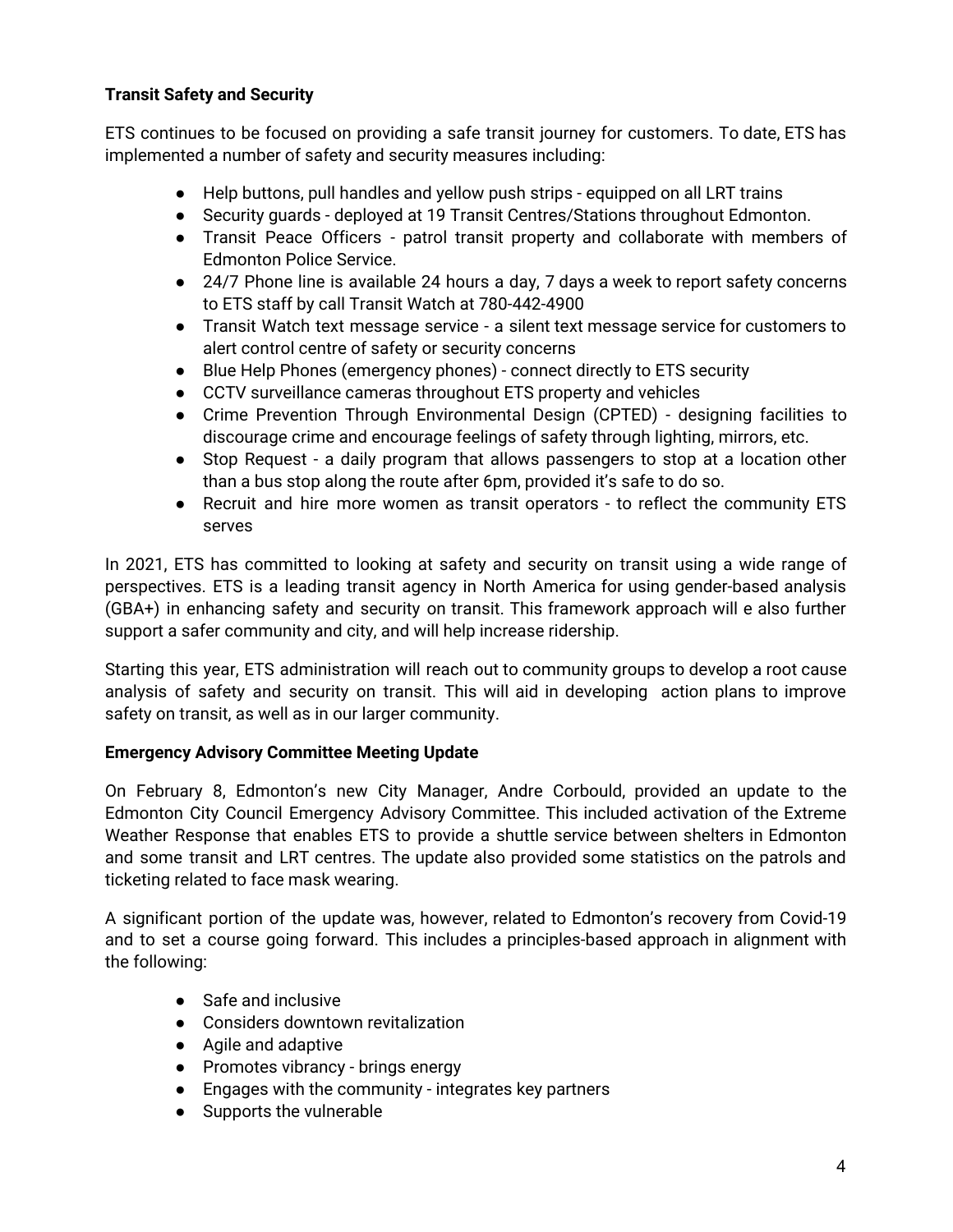**Transit Safety and Security**

ETS continues to be focused on providing a safe transit journey for customers. To date, ETS has implemented a number of safety and security measures including:

- Help buttons, pull handles and yellow push strips - equipped on all LRT trains
- Security guards - deployed at 19 Transit Centres/Stations throughout Edmonton.
- Transit Peace Officers - patrol transit property and collaborate with members of Edmonton Police Service.
- 24/7 Phone line is available 24 hours a day, 7 days a week to report safety concerns to ETS staff by call Transit Watch at 780-442-4900
- Transit Watch text message service - a silent text message service for customers to alert control centre of safety or security concerns
- Blue Help Phones (emergency phones) - connect directly to ETS security
- CCTV surveillance cameras throughout ETS property and vehicles
- Crime Prevention Through Environmental Design (CPTED) - designing facilities to discourage crime and encourage feelings of safety through lighting, mirrors, etc.
- Stop Request - a daily program that allows passengers to stop at a location other than a bus stop along the route after 6pm, provided it's safe to do so.
- Recruit and hire more women as transit operators - to reflect the community ETS serves

In 2021, ETS has committed to looking at safety and security on transit using a wide range of perspectives. ETS is a leading transit agency in North America for using gender-based analysis (GBA+) in enhancing safety and security on transit. This framework approach will e also further support a safer community and city, and will help increase ridership.

Starting this year, ETS administration will reach out to community groups to develop a root cause analysis of safety and security on transit. This will aid in developing action plans to improve safety on transit, as well as in our larger community.

**Emergency Advisory Committee Meeting Update**

On February 8, Edmonton's new City Manager, Andre Corbould, provided an update to the Edmonton City Council Emergency Advisory Committee. This included activation of the Extreme Weather Response that enables ETS to provide a shuttle service between shelters in Edmonton and some transit and LRT centres. The update also provided some statistics on the patrols and ticketing related to face mask wearing.

A significant portion of the update was, however, related to Edmonton's recovery from Covid-19 and to set a course going forward. This includes a principles-based approach in alignment with the following:

- Safe and inclusive
- Considers downtown revitalization
- Agile and adaptive
- Promotes vibrancy - brings energy
- Engages with the community - integrates key partners
- Supports the vulnerable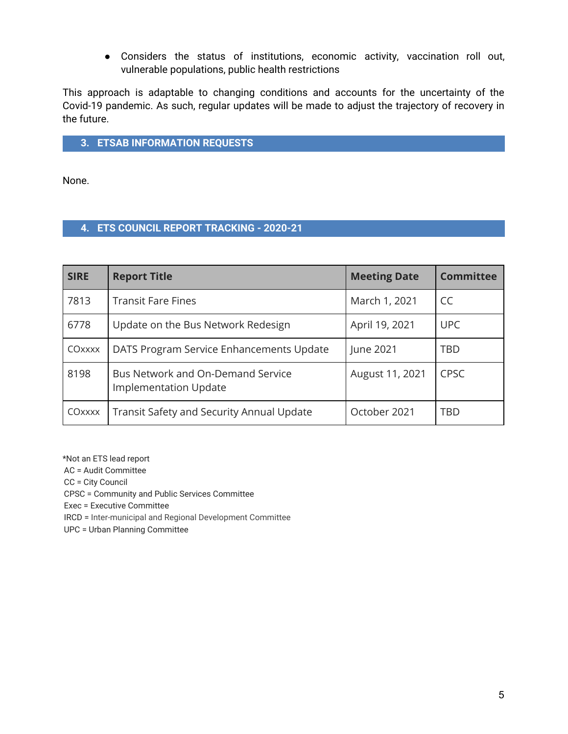- Considers the status of institutions, economic activity, vaccination roll out, vulnerable populations, public health restrictions

This approach is adaptable to changing conditions and accounts for the uncertainty of the Covid-19 pandemic. As such, regular updates will be made to adjust the trajectory of recovery in the future.

## 3. ETSAB INFORMATION REQUESTS

None.

## 4. ETS COUNCIL REPORT TRACKING - 2020-21

| SIRE | Report Title | Meeting Date | Committee |
|---|---|---|---|
| 7813 | Transit Fare Fines | March 1, 2021 | CC |
| 6778 | Update on the Bus Network Redesign | April 19, 2021 | UPC |
| COxxxx | DATS Program Service Enhancements Update | June 2021 | TBD |
| 8198 | Bus Network and On-Demand Service Implementation Update | August 11, 2021 | CPSC |
| COxxxx | Transit Safety and Security Annual Update | October 2021 | TBD |

*Not an ETS lead report
AC = Audit Committee
CC = City Council
CPSC = Community and Public Services Committee
Exec = Executive Committee
IRCD = Inter-municipal and Regional Development Committee
UPC = Urban Planning Committee